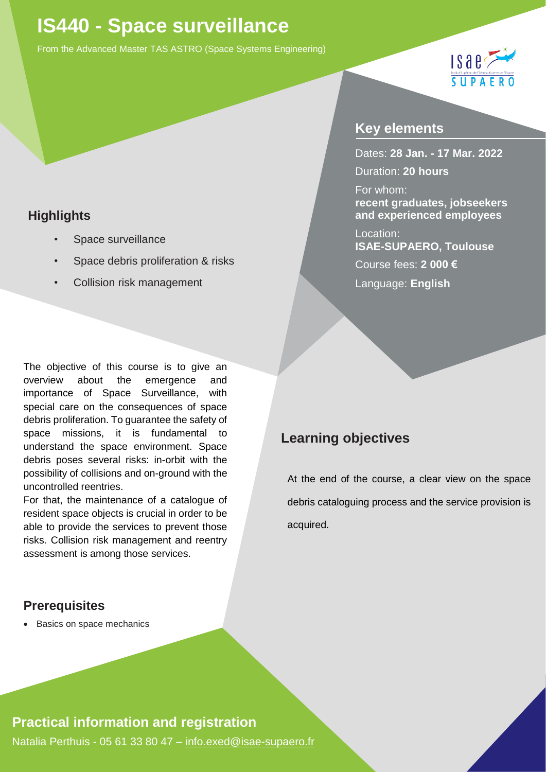# IS440 - Space surveillance

From the Advanced Master TAS ASTRO (Space Systems Engineering)

## Key elements

Dates: **28 Jan. - 17 Mar. 2022**

Duration: **20 hours**

For whom:
**recent graduates, jobseekers and experienced employees**

Location:
**ISAE-SUPAERO, Toulouse**

Course fees: **2 000 €**

Language: **English**

## Highlights

- Space surveillance
- Space debris proliferation & risks
- Collision risk management

The objective of this course is to give an overview about the emergence and importance of Space Surveillance, with special care on the consequences of space debris proliferation. To guarantee the safety of space missions, it is fundamental to understand the space environment. Space debris poses several risks: in-orbit with the possibility of collisions and on-ground with the uncontrolled reentries.

For that, the maintenance of a catalogue of resident space objects is crucial in order to be able to provide the services to prevent those risks. Collision risk management and reentry assessment is among those services.

## Learning objectives

At the end of the course, a clear view on the space debris cataloguing process and the service provision is acquired.

## Prerequisites

- Basics on space mechanics

## Practical information and registration

Natalia Perthuis - 05 61 33 80 47 – info.exed@isae-supaero.fr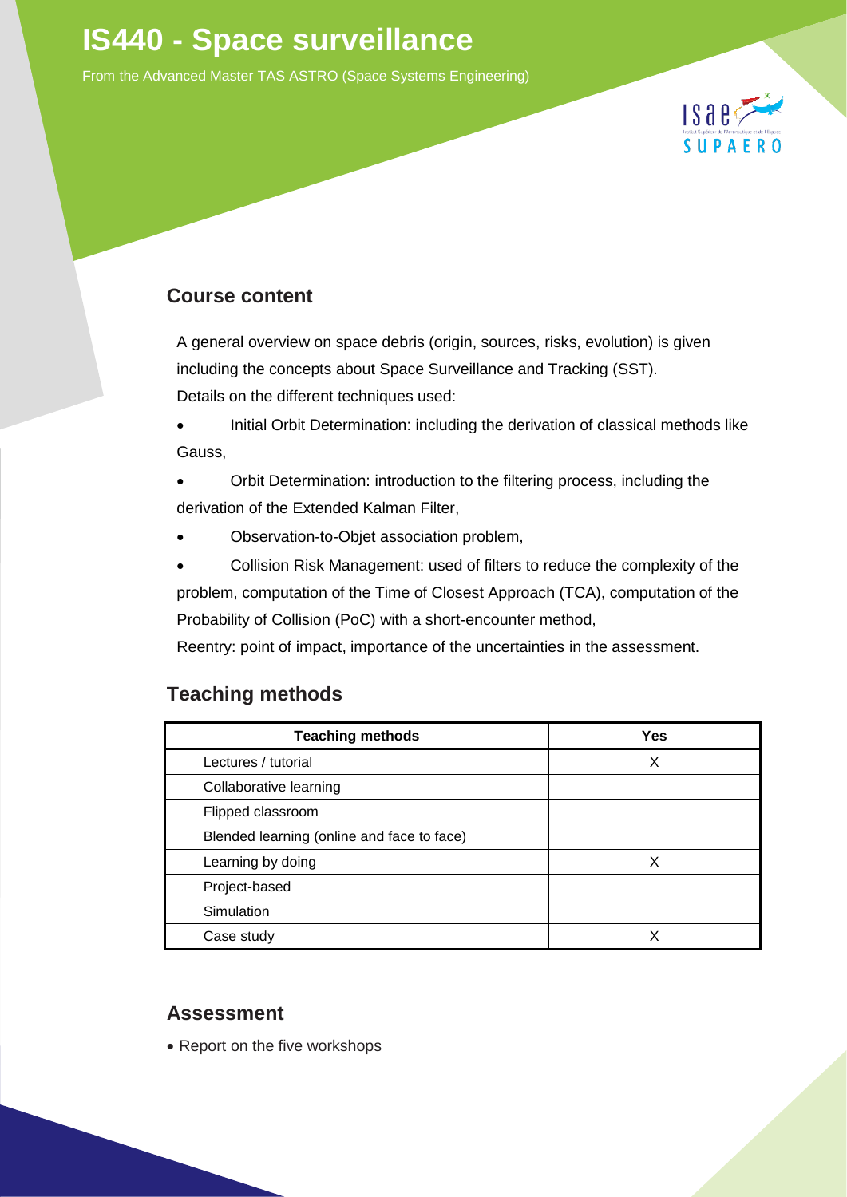# IS440 - Space surveillance

From the Advanced Master TAS ASTRO (Space Systems Engineering)

## Course content

A general overview on space debris (origin, sources, risks, evolution) is given including the concepts about Space Surveillance and Tracking (SST).

Details on the different techniques used:

- Initial Orbit Determination: including the derivation of classical methods like Gauss,
- Orbit Determination: introduction to the filtering process, including the derivation of the Extended Kalman Filter,
- Observation-to-Objet association problem,
- Collision Risk Management: used of filters to reduce the complexity of the problem, computation of the Time of Closest Approach (TCA), computation of the Probability of Collision (PoC) with a short-encounter method,

Reentry: point of impact, importance of the uncertainties in the assessment.

## Teaching methods

| Teaching methods | Yes |
| --- | --- |
| Lectures / tutorial | X |
| Collaborative learning | |
| Flipped classroom | |
| Blended learning (online and face to face) | |
| Learning by doing | X |
| Project-based | |
| Simulation | |
| Case study | X |

## Assessment

- Report on the five workshops